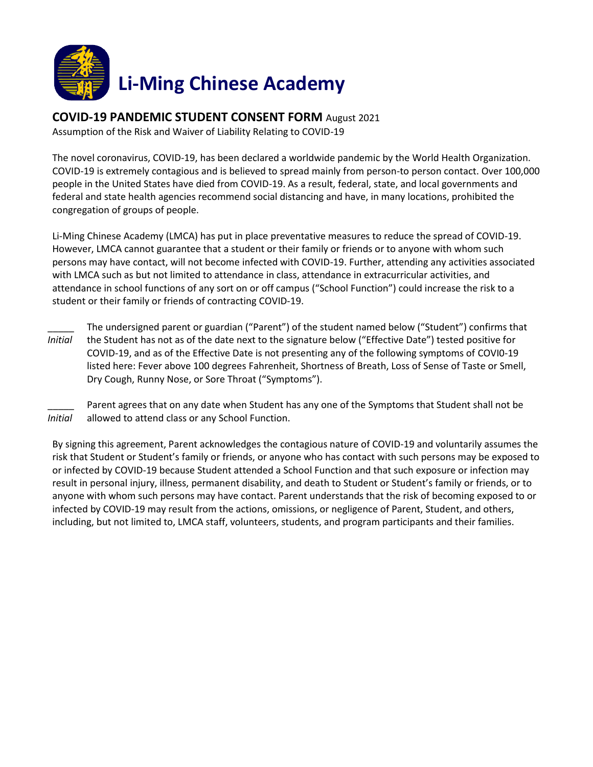# Li-Ming Chinese Academy

## COVID-19 PANDEMIC STUDENT CONSENT FORM August 2021

Assumption of the Risk and Waiver of Liability Relating to COVID-19

The novel coronavirus, COVID-19, has been declared a worldwide pandemic by the World Health Organization. COVID-19 is extremely contagious and is believed to spread mainly from person-to person contact. Over 100,000 people in the United States have died from COVID-19. As a result, federal, state, and local governments and federal and state health agencies recommend social distancing and have, in many locations, prohibited the congregation of groups of people.

Li-Ming Chinese Academy (LMCA) has put in place preventative measures to reduce the spread of COVID-19. However, LMCA cannot guarantee that a student or their family or friends or to anyone with whom such persons may have contact, will not become infected with COVID-19. Further, attending any activities associated with LMCA such as but not limited to attendance in class, attendance in extracurricular activities, and attendance in school functions of any sort on or off campus ("School Function") could increase the risk to a student or their family or friends of contracting COVID-19.

_____ *Initial* The undersigned parent or guardian ("Parent") of the student named below ("Student") confirms that the Student has not as of the date next to the signature below ("Effective Date") tested positive for COVID-19, and as of the Effective Date is not presenting any of the following symptoms of COVI0-19 listed here: Fever above 100 degrees Fahrenheit, Shortness of Breath, Loss of Sense of Taste or Smell, Dry Cough, Runny Nose, or Sore Throat ("Symptoms").

_____ *Initial* Parent agrees that on any date when Student has any one of the Symptoms that Student shall not be allowed to attend class or any School Function.

By signing this agreement, Parent acknowledges the contagious nature of COVID-19 and voluntarily assumes the risk that Student or Student's family or friends, or anyone who has contact with such persons may be exposed to or infected by COVID-19 because Student attended a School Function and that such exposure or infection may result in personal injury, illness, permanent disability, and death to Student or Student's family or friends, or to anyone with whom such persons may have contact. Parent understands that the risk of becoming exposed to or infected by COVID-19 may result from the actions, omissions, or negligence of Parent, Student, and others, including, but not limited to, LMCA staff, volunteers, students, and program participants and their families.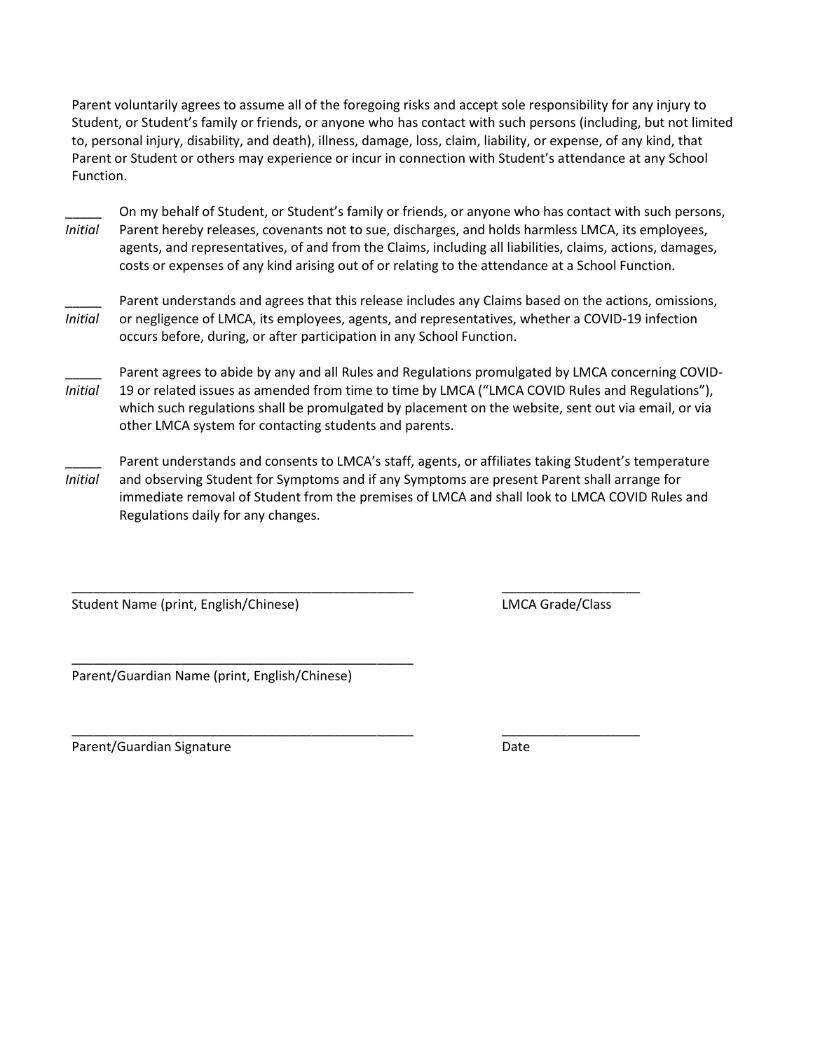Parent voluntarily agrees to assume all of the foregoing risks and accept sole responsibility for any injury to Student, or Student's family or friends, or anyone who has contact with such persons (including, but not limited to, personal injury, disability, and death), illness, damage, loss, claim, liability, or expense, of any kind, that Parent or Student or others may experience or incur in connection with Student's attendance at any School Function.

_____ *Initial* On my behalf of Student, or Student's family or friends, or anyone who has contact with such persons, Parent hereby releases, covenants not to sue, discharges, and holds harmless LMCA, its employees, agents, and representatives, of and from the Claims, including all liabilities, claims, actions, damages, costs or expenses of any kind arising out of or relating to the attendance at a School Function.

_____ *Initial* Parent understands and agrees that this release includes any Claims based on the actions, omissions, or negligence of LMCA, its employees, agents, and representatives, whether a COVID-19 infection occurs before, during, or after participation in any School Function.

_____ *Initial* Parent agrees to abide by any and all Rules and Regulations promulgated by LMCA concerning COVID-19 or related issues as amended from time to time by LMCA ("LMCA COVID Rules and Regulations"), which such regulations shall be promulgated by placement on the website, sent out via email, or via other LMCA system for contacting students and parents.

_____ *Initial* Parent understands and consents to LMCA's staff, agents, or affiliates taking Student's temperature and observing Student for Symptoms and if any Symptoms are present Parent shall arrange for immediate removal of Student from the premises of LMCA and shall look to LMCA COVID Rules and Regulations daily for any changes.

_________________________________________________ ___________________

Student Name (print, English/Chinese) LMCA Grade/Class

_________________________________________________

Parent/Guardian Name (print, English/Chinese)

_________________________________________________ ___________________

Parent/Guardian Signature Date